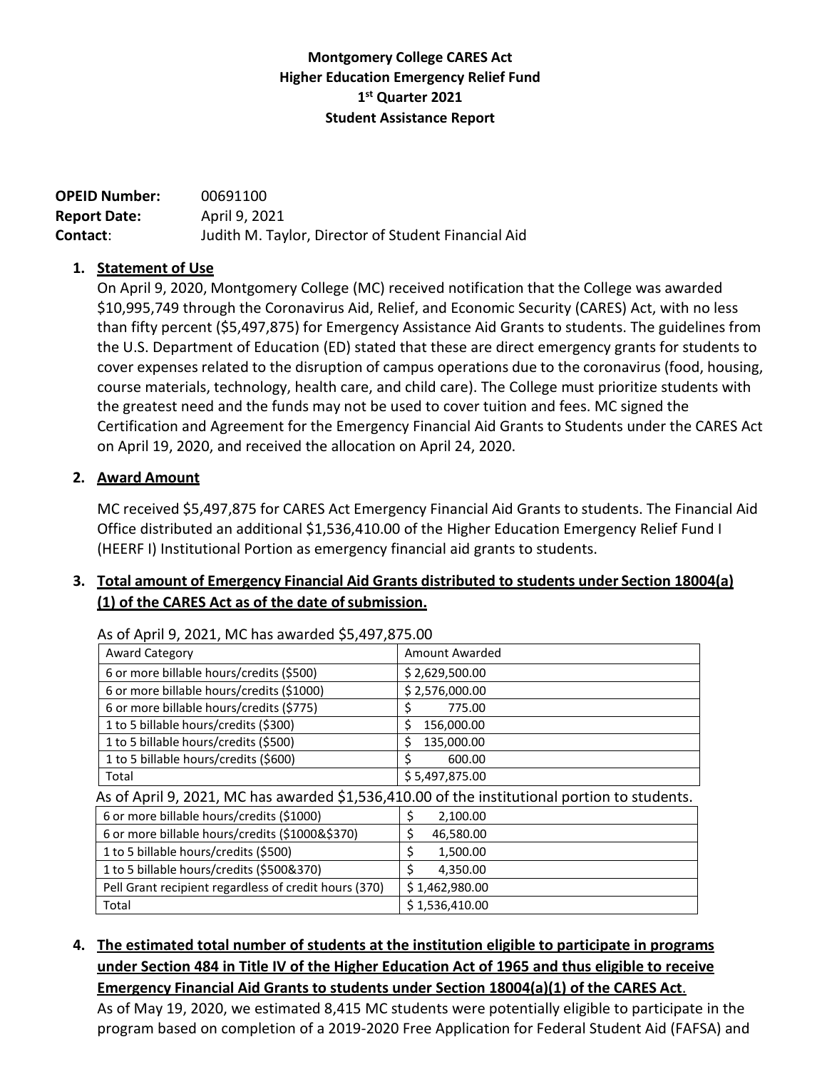# Montgomery College CARES Act
# Higher Education Emergency Relief Fund
# 1st Quarter 2021
# Student Assistance Report

**OPEID Number:** 00691100
**Report Date:** April 9, 2021
**Contact**: Judith M. Taylor, Director of Student Financial Aid

1. **Statement of Use**

   On April 9, 2020, Montgomery College (MC) received notification that the College was awarded $10,995,749 through the Coronavirus Aid, Relief, and Economic Security (CARES) Act, with no less than fifty percent ($5,497,875) for Emergency Assistance Aid Grants to students. The guidelines from the U.S. Department of Education (ED) stated that these are direct emergency grants for students to cover expenses related to the disruption of campus operations due to the coronavirus (food, housing, course materials, technology, health care, and child care). The College must prioritize students with the greatest need and the funds may not be used to cover tuition and fees. MC signed the Certification and Agreement for the Emergency Financial Aid Grants to Students under the CARES Act on April 19, 2020, and received the allocation on April 24, 2020.

2. **Award Amount**

   MC received $5,497,875 for CARES Act Emergency Financial Aid Grants to students. The Financial Aid Office distributed an additional $1,536,410.00 of the Higher Education Emergency Relief Fund I (HEERF I) Institutional Portion as emergency financial aid grants to students.

3. **Total amount of Emergency Financial Aid Grants distributed to students under Section 18004(a)(1) of the CARES Act as of the date of submission.**

   As of April 9, 2021, MC has awarded $5,497,875.00

| Award Category | Amount Awarded |
|---|---|
| 6 or more billable hours/credits ($500) | $ 2,629,500.00 |
| 6 or more billable hours/credits ($1000) | $ 2,576,000.00 |
| 6 or more billable hours/credits ($775) | $ 775.00 |
| 1 to 5 billable hours/credits ($300) | $ 156,000.00 |
| 1 to 5 billable hours/credits ($500) | $ 135,000.00 |
| 1 to 5 billable hours/credits ($600) | $ 600.00 |
| Total | $ 5,497,875.00 |

   As of April 9, 2021, MC has awarded $1,536,410.00 of the institutional portion to students.

| Award Category | Amount Awarded |
|---|---|
| 6 or more billable hours/credits ($1000) | $ 2,100.00 |
| 6 or more billable hours/credits ($1000&$370) | $ 46,580.00 |
| 1 to 5 billable hours/credits ($500) | $ 1,500.00 |
| 1 to 5 billable hours/credits ($500&370) | $ 4,350.00 |
| Pell Grant recipient regardless of credit hours (370) | $ 1,462,980.00 |
| Total | $ 1,536,410.00 |

4. **The estimated total number of students at the institution eligible to participate in programs under Section 484 in Title IV of the Higher Education Act of 1965 and thus eligible to receive Emergency Financial Aid Grants to students under Section 18004(a)(1) of the CARES Act**.

   As of May 19, 2020, we estimated 8,415 MC students were potentially eligible to participate in the program based on completion of a 2019-2020 Free Application for Federal Student Aid (FAFSA) and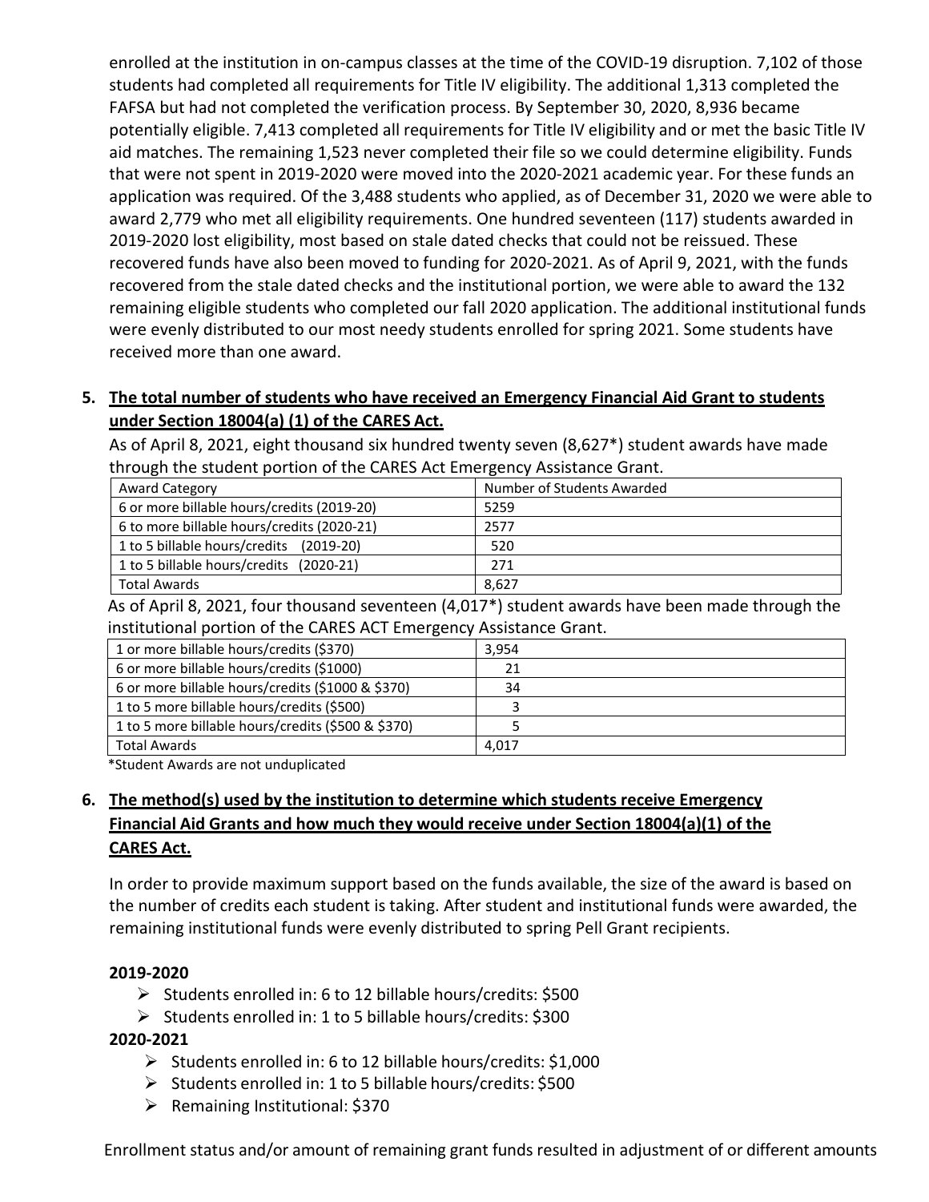enrolled at the institution in on-campus classes at the time of the COVID-19 disruption. 7,102 of those students had completed all requirements for Title IV eligibility. The additional 1,313 completed the FAFSA but had not completed the verification process. By September 30, 2020, 8,936 became potentially eligible. 7,413 completed all requirements for Title IV eligibility and or met the basic Title IV aid matches. The remaining 1,523 never completed their file so we could determine eligibility. Funds that were not spent in 2019-2020 were moved into the 2020-2021 academic year. For these funds an application was required. Of the 3,488 students who applied, as of December 31, 2020 we were able to award 2,779 who met all eligibility requirements. One hundred seventeen (117) students awarded in 2019-2020 lost eligibility, most based on stale dated checks that could not be reissued. These recovered funds have also been moved to funding for 2020-2021. As of April 9, 2021, with the funds recovered from the stale dated checks and the institutional portion, we were able to award the 132 remaining eligible students who completed our fall 2020 application. The additional institutional funds were evenly distributed to our most needy students enrolled for spring 2021. Some students have received more than one award.

**5. <u>The total number of students who have received an Emergency Financial Aid Grant to students under Section 18004(a) (1) of the CARES Act.</u>**

As of April 8, 2021, eight thousand six hundred twenty seven (8,627*) student awards have made through the student portion of the CARES Act Emergency Assistance Grant.

| Award Category | Number of Students Awarded |
|---|---|
| 6 or more billable hours/credits (2019-20) | 5259 |
| 6 to more billable hours/credits (2020-21) | 2577 |
| 1 to 5 billable hours/credits (2019-20) | 520 |
| 1 to 5 billable hours/credits (2020-21) | 271 |
| Total Awards | 8,627 |

As of April 8, 2021, four thousand seventeen (4,017*) student awards have been made through the institutional portion of the CARES ACT Emergency Assistance Grant.

| | |
|---|---|
| 1 or more billable hours/credits ($370) | 3,954 |
| 6 or more billable hours/credits ($1000) | 21 |
| 6 or more billable hours/credits ($1000 & $370) | 34 |
| 1 to 5 more billable hours/credits ($500) | 3 |
| 1 to 5 more billable hours/credits ($500 & $370) | 5 |
| Total Awards | 4,017 |

*Student Awards are not unduplicated

**6. <u>The method(s) used by the institution to determine which students receive Emergency Financial Aid Grants and how much they would receive under Section 18004(a)(1) of the CARES Act.</u>**

In order to provide maximum support based on the funds available, the size of the award is based on the number of credits each student is taking. After student and institutional funds were awarded, the remaining institutional funds were evenly distributed to spring Pell Grant recipients.

**2019-2020**

- Students enrolled in: 6 to 12 billable hours/credits: $500
- Students enrolled in: 1 to 5 billable hours/credits: $300

**2020-2021**

- Students enrolled in: 6 to 12 billable hours/credits: $1,000
- Students enrolled in: 1 to 5 billable hours/credits: $500
- Remaining Institutional: $370

Enrollment status and/or amount of remaining grant funds resulted in adjustment of or different amounts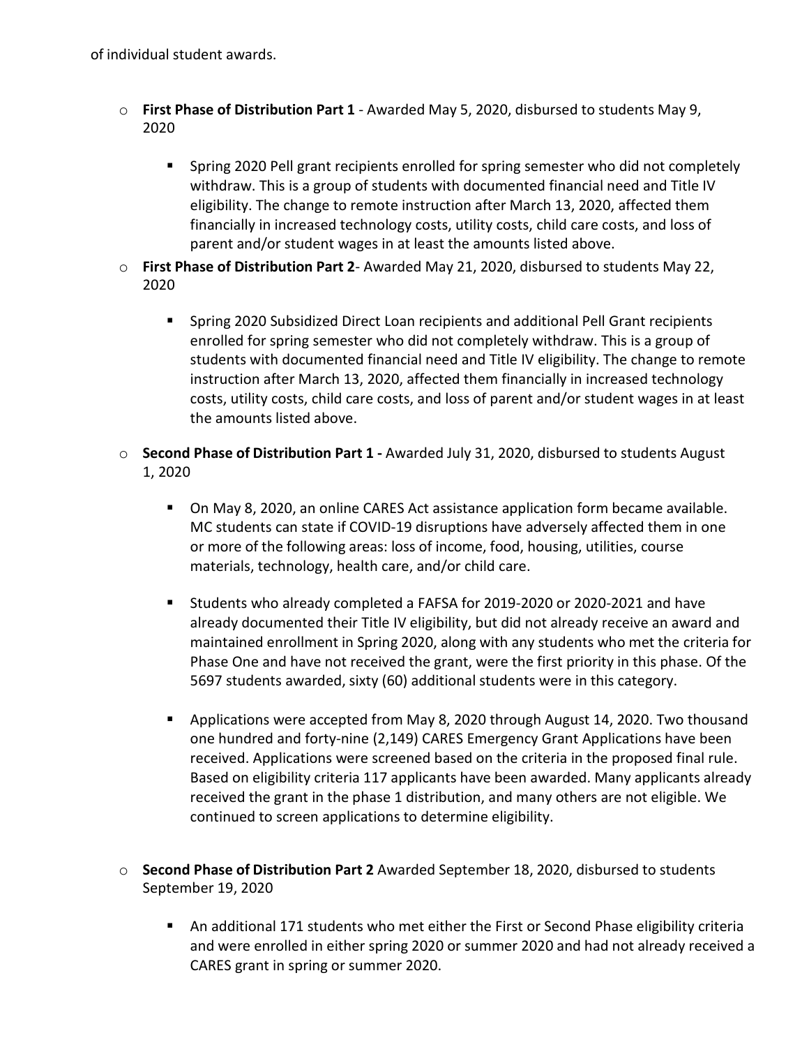of individual student awards.

- **First Phase of Distribution Part 1** - Awarded May 5, 2020, disbursed to students May 9, 2020

    - Spring 2020 Pell grant recipients enrolled for spring semester who did not completely withdraw. This is a group of students with documented financial need and Title IV eligibility. The change to remote instruction after March 13, 2020, affected them financially in increased technology costs, utility costs, child care costs, and loss of parent and/or student wages in at least the amounts listed above.

- **First Phase of Distribution Part 2**- Awarded May 21, 2020, disbursed to students May 22, 2020

    - Spring 2020 Subsidized Direct Loan recipients and additional Pell Grant recipients enrolled for spring semester who did not completely withdraw. This is a group of students with documented financial need and Title IV eligibility. The change to remote instruction after March 13, 2020, affected them financially in increased technology costs, utility costs, child care costs, and loss of parent and/or student wages in at least the amounts listed above.

- **Second Phase of Distribution Part 1 -** Awarded July 31, 2020, disbursed to students August 1, 2020

    - On May 8, 2020, an online CARES Act assistance application form became available. MC students can state if COVID-19 disruptions have adversely affected them in one or more of the following areas: loss of income, food, housing, utilities, course materials, technology, health care, and/or child care.

    - Students who already completed a FAFSA for 2019-2020 or 2020-2021 and have already documented their Title IV eligibility, but did not already receive an award and maintained enrollment in Spring 2020, along with any students who met the criteria for Phase One and have not received the grant, were the first priority in this phase. Of the 5697 students awarded, sixty (60) additional students were in this category.

    - Applications were accepted from May 8, 2020 through August 14, 2020. Two thousand one hundred and forty-nine (2,149) CARES Emergency Grant Applications have been received. Applications were screened based on the criteria in the proposed final rule. Based on eligibility criteria 117 applicants have been awarded. Many applicants already received the grant in the phase 1 distribution, and many others are not eligible. We continued to screen applications to determine eligibility.

- **Second Phase of Distribution Part 2** Awarded September 18, 2020, disbursed to students September 19, 2020

    - An additional 171 students who met either the First or Second Phase eligibility criteria and were enrolled in either spring 2020 or summer 2020 and had not already received a CARES grant in spring or summer 2020.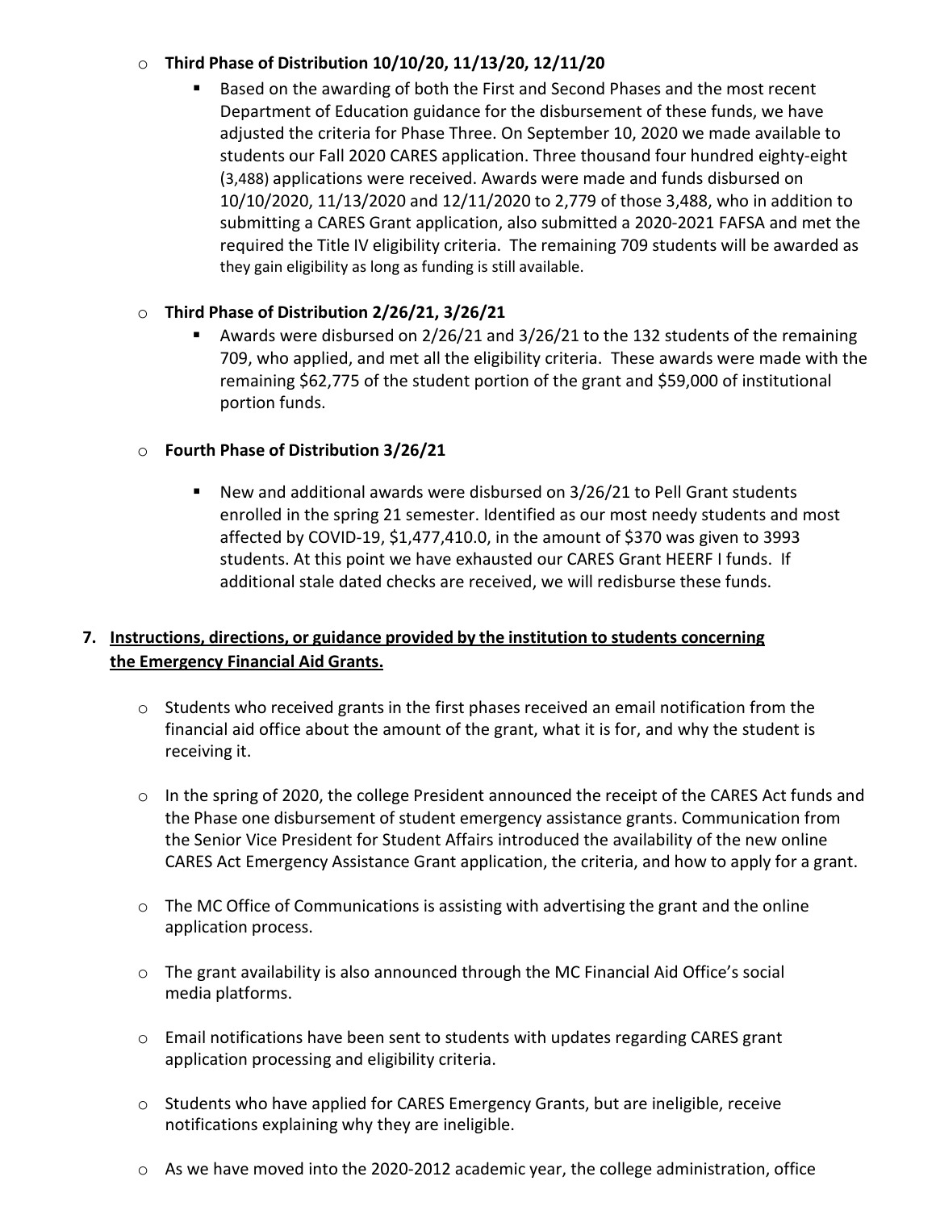- **Third Phase of Distribution 10/10/20, 11/13/20, 12/11/20**
  - Based on the awarding of both the First and Second Phases and the most recent Department of Education guidance for the disbursement of these funds, we have adjusted the criteria for Phase Three. On September 10, 2020 we made available to students our Fall 2020 CARES application. Three thousand four hundred eighty-eight (3,488) applications were received. Awards were made and funds disbursed on 10/10/2020, 11/13/2020 and 12/11/2020 to 2,779 of those 3,488, who in addition to submitting a CARES Grant application, also submitted a 2020-2021 FAFSA and met the required the Title IV eligibility criteria. The remaining 709 students will be awarded as they gain eligibility as long as funding is still available.

- **Third Phase of Distribution 2/26/21, 3/26/21**
  - Awards were disbursed on 2/26/21 and 3/26/21 to the 132 students of the remaining 709, who applied, and met all the eligibility criteria. These awards were made with the remaining $62,775 of the student portion of the grant and $59,000 of institutional portion funds.

- **Fourth Phase of Distribution 3/26/21**
  - New and additional awards were disbursed on 3/26/21 to Pell Grant students enrolled in the spring 21 semester. Identified as our most needy students and most affected by COVID-19, $1,477,410.0, in the amount of $370 was given to 3993 students. At this point we have exhausted our CARES Grant HEERF I funds. If additional stale dated checks are received, we will redisburse these funds.

7. **Instructions, directions, or guidance provided by the institution to students concerning the Emergency Financial Aid Grants.**

   - Students who received grants in the first phases received an email notification from the financial aid office about the amount of the grant, what it is for, and why the student is receiving it.
   - In the spring of 2020, the college President announced the receipt of the CARES Act funds and the Phase one disbursement of student emergency assistance grants. Communication from the Senior Vice President for Student Affairs introduced the availability of the new online CARES Act Emergency Assistance Grant application, the criteria, and how to apply for a grant.
   - The MC Office of Communications is assisting with advertising the grant and the online application process.
   - The grant availability is also announced through the MC Financial Aid Office's social media platforms.
   - Email notifications have been sent to students with updates regarding CARES grant application processing and eligibility criteria.
   - Students who have applied for CARES Emergency Grants, but are ineligible, receive notifications explaining why they are ineligible.
   - As we have moved into the 2020-2012 academic year, the college administration, office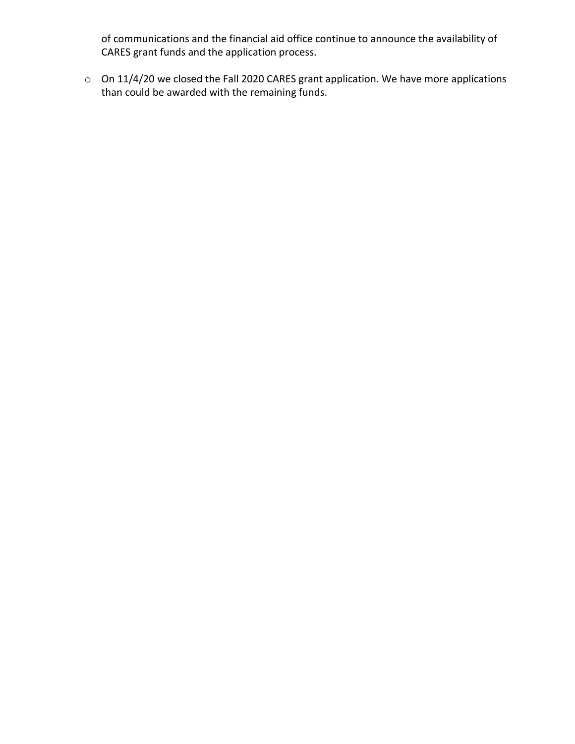of communications and the financial aid office continue to announce the availability of CARES grant funds and the application process.

- On 11/4/20 we closed the Fall 2020 CARES grant application. We have more applications than could be awarded with the remaining funds.